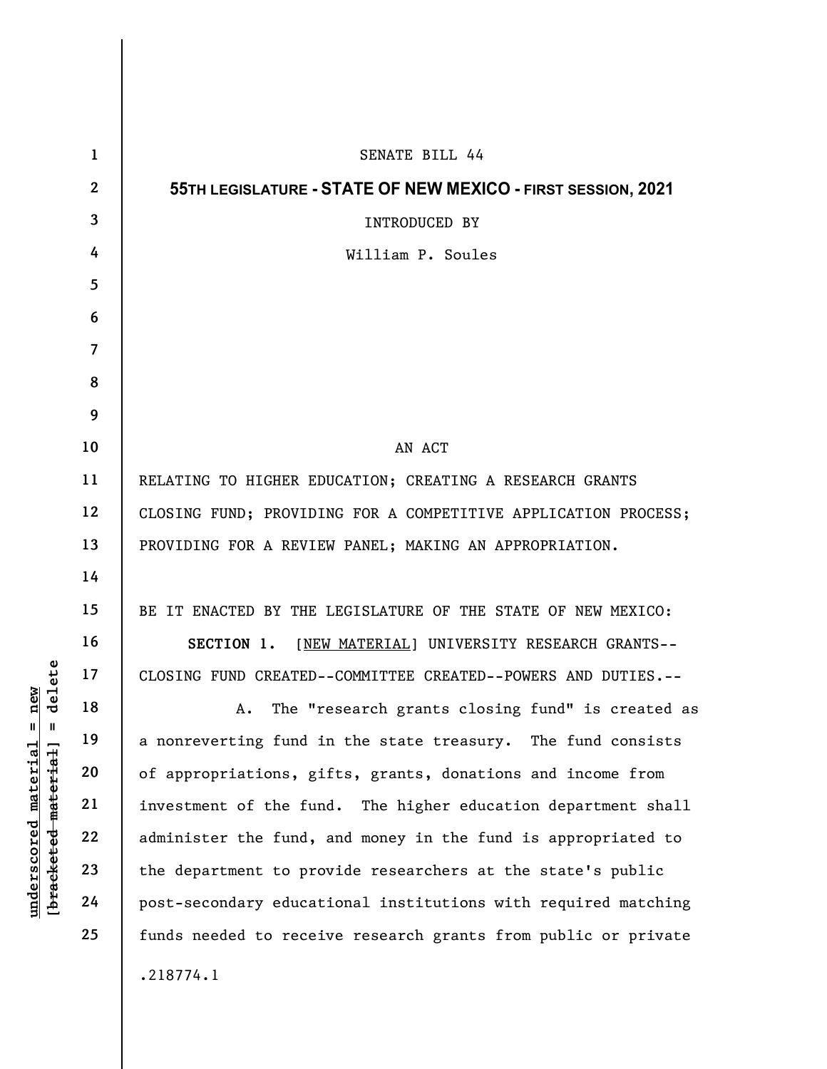SENATE BILL 44

**55TH LEGISLATURE - STATE OF NEW MEXICO - FIRST SESSION, 2021**

INTRODUCED BY

William P. Soules

AN ACT

RELATING TO HIGHER EDUCATION; CREATING A RESEARCH GRANTS CLOSING FUND; PROVIDING FOR A COMPETITIVE APPLICATION PROCESS; PROVIDING FOR A REVIEW PANEL; MAKING AN APPROPRIATION.

BE IT ENACTED BY THE LEGISLATURE OF THE STATE OF NEW MEXICO:

**SECTION 1.** [NEW MATERIAL] UNIVERSITY RESEARCH GRANTS--CLOSING FUND CREATED--COMMITTEE CREATED--POWERS AND DUTIES.--

A. The "research grants closing fund" is created as a nonreverting fund in the state treasury. The fund consists of appropriations, gifts, grants, donations and income from investment of the fund. The higher education department shall administer the fund, and money in the fund is appropriated to the department to provide researchers at the state's public post-secondary educational institutions with required matching funds needed to receive research grants from public or private

.218774.1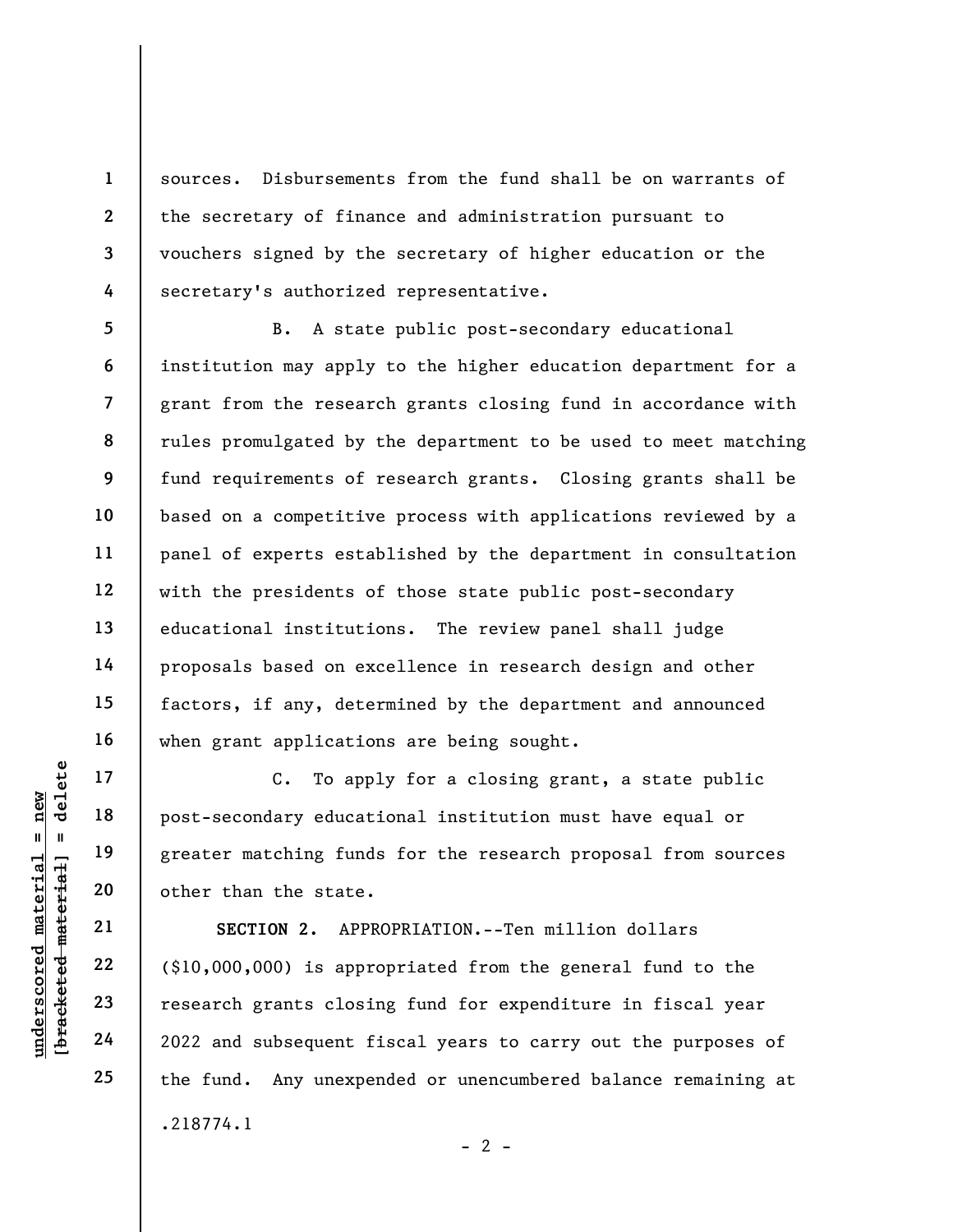sources. Disbursements from the fund shall be on warrants of the secretary of finance and administration pursuant to vouchers signed by the secretary of higher education or the secretary's authorized representative.

B. A state public post-secondary educational institution may apply to the higher education department for a grant from the research grants closing fund in accordance with rules promulgated by the department to be used to meet matching fund requirements of research grants. Closing grants shall be based on a competitive process with applications reviewed by a panel of experts established by the department in consultation with the presidents of those state public post-secondary educational institutions. The review panel shall judge proposals based on excellence in research design and other factors, if any, determined by the department and announced when grant applications are being sought.

C. To apply for a closing grant, a state public post-secondary educational institution must have equal or greater matching funds for the research proposal from sources other than the state.

**SECTION 2.** APPROPRIATION.--Ten million dollars ($10,000,000) is appropriated from the general fund to the research grants closing fund for expenditure in fiscal year 2022 and subsequent fiscal years to carry out the purposes of the fund. Any unexpended or unencumbered balance remaining at

.218774.1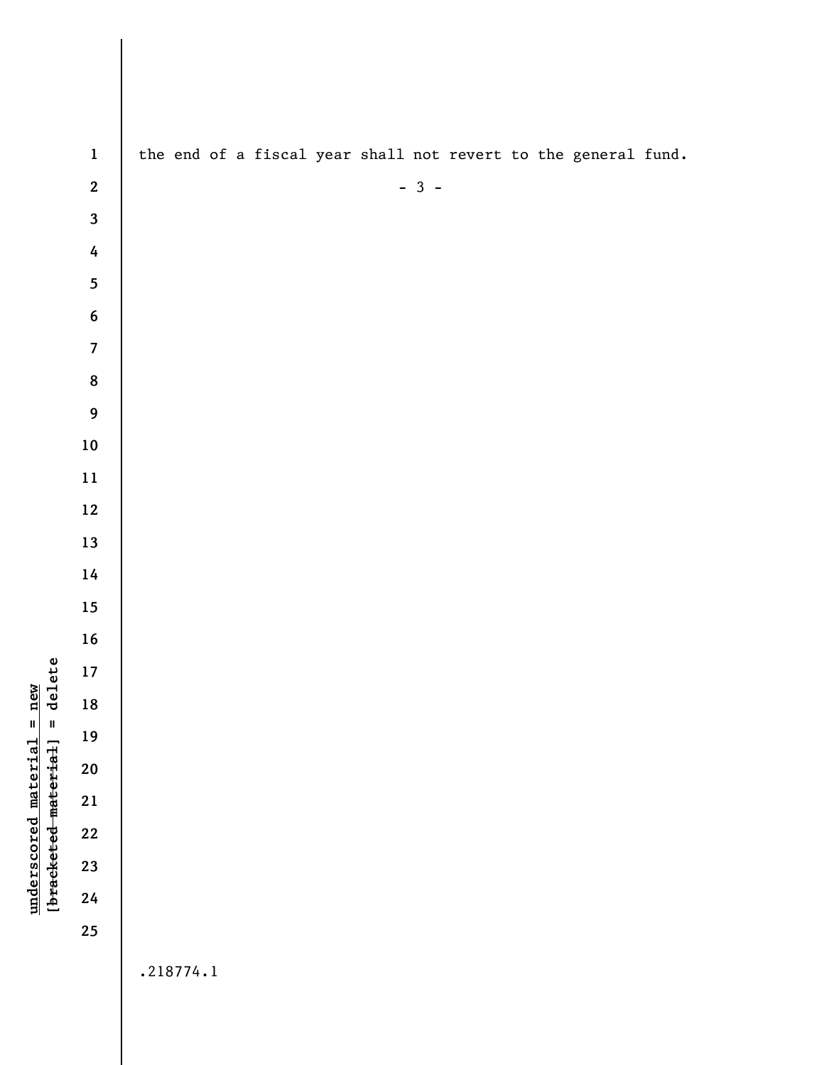the end of a fiscal year shall not revert to the general fund.